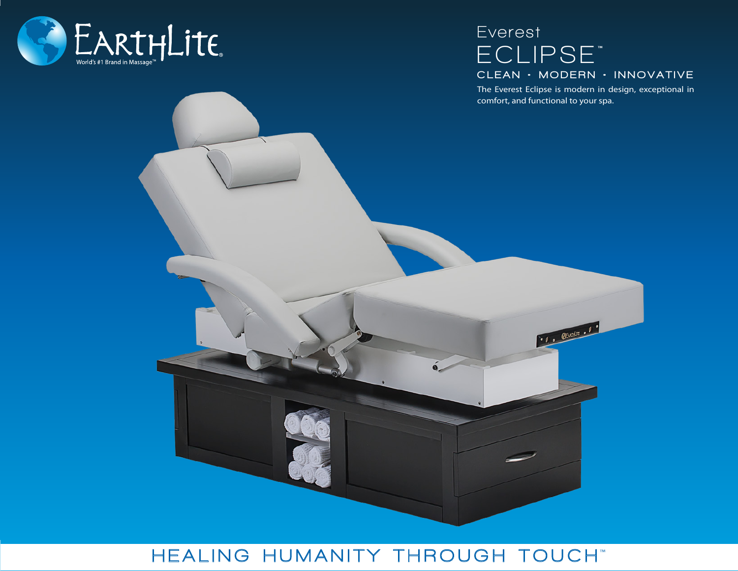EarthLite
World's #1 Brand in Massage™

# Everest ECLIPSE™

## CLEAN · MODERN · INNOVATIVE

The Everest Eclipse is modern in design, exceptional in comfort, and functional to your spa.

HEALING HUMANITY THROUGH TOUCH™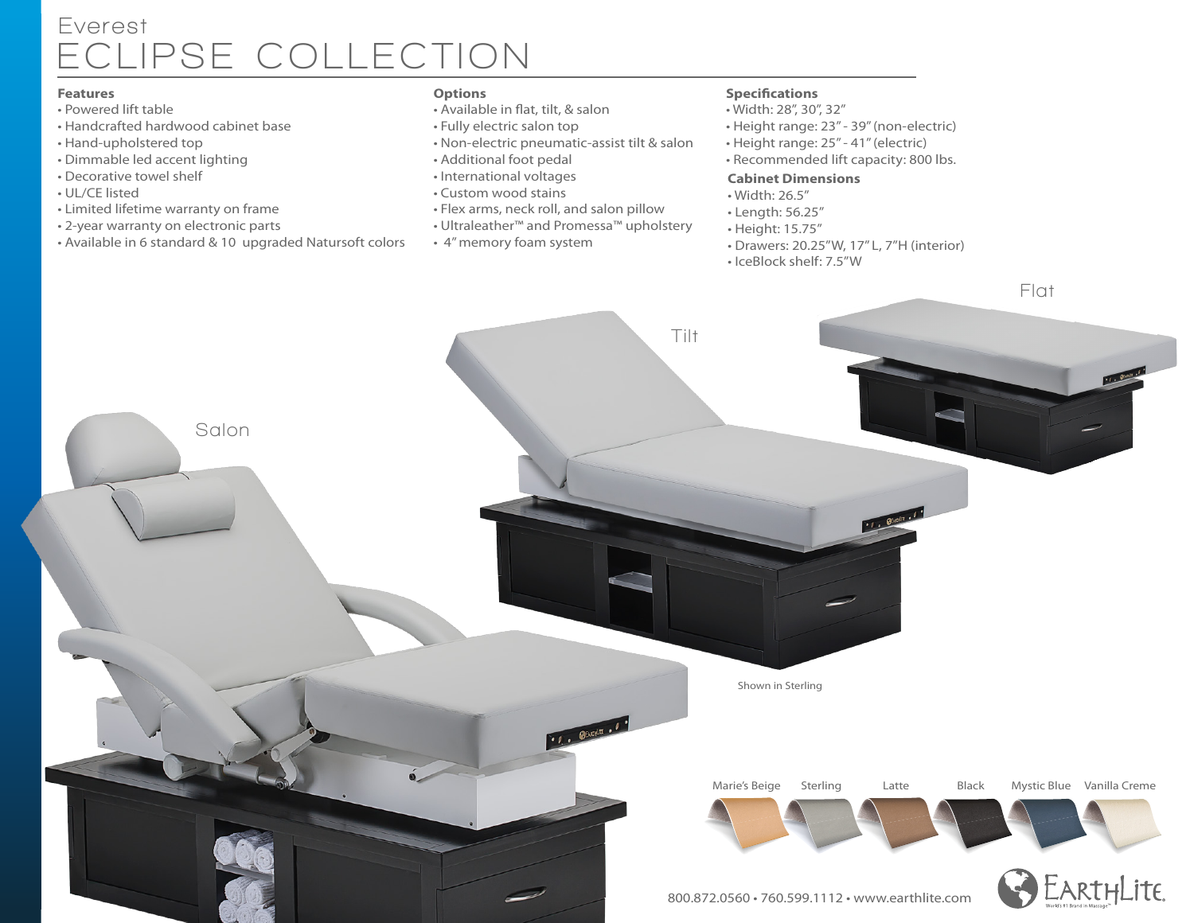# Everest
# ECLIPSE COLLECTION

**Features**
- Powered lift table
- Handcrafted hardwood cabinet base
- Hand-upholstered top
- Dimmable led accent lighting
- Decorative towel shelf
- UL/CE listed
- Limited lifetime warranty on frame
- 2-year warranty on electronic parts
- Available in 6 standard & 10 upgraded Natursoft colors

**Options**
- Available in flat, tilt, & salon
- Fully electric salon top
- Non-electric pneumatic-assist tilt & salon
- Additional foot pedal
- International voltages
- Custom wood stains
- Flex arms, neck roll, and salon pillow
- Ultraleather™ and Promessa™ upholstery
- 4" memory foam system

**Specifications**
- Width: 28", 30", 32"
- Height range: 23" - 39" (non-electric)
- Height range: 25" - 41" (electric)
- Recommended lift capacity: 800 lbs.

**Cabinet Dimensions**
- Width: 26.5"
- Length: 56.25"
- Height: 15.75"
- Drawers: 20.25"W, 17" L, 7"H (interior)
- IceBlock shelf: 7.5"W

Flat

Tilt

Salon

Shown in Sterling

Marie's Beige Sterling Latte Black Mystic Blue Vanilla Creme

800.872.0560 • 760.599.1112 • www.earthlite.com

EARTHLITE
World's #1 Brand in Massage™